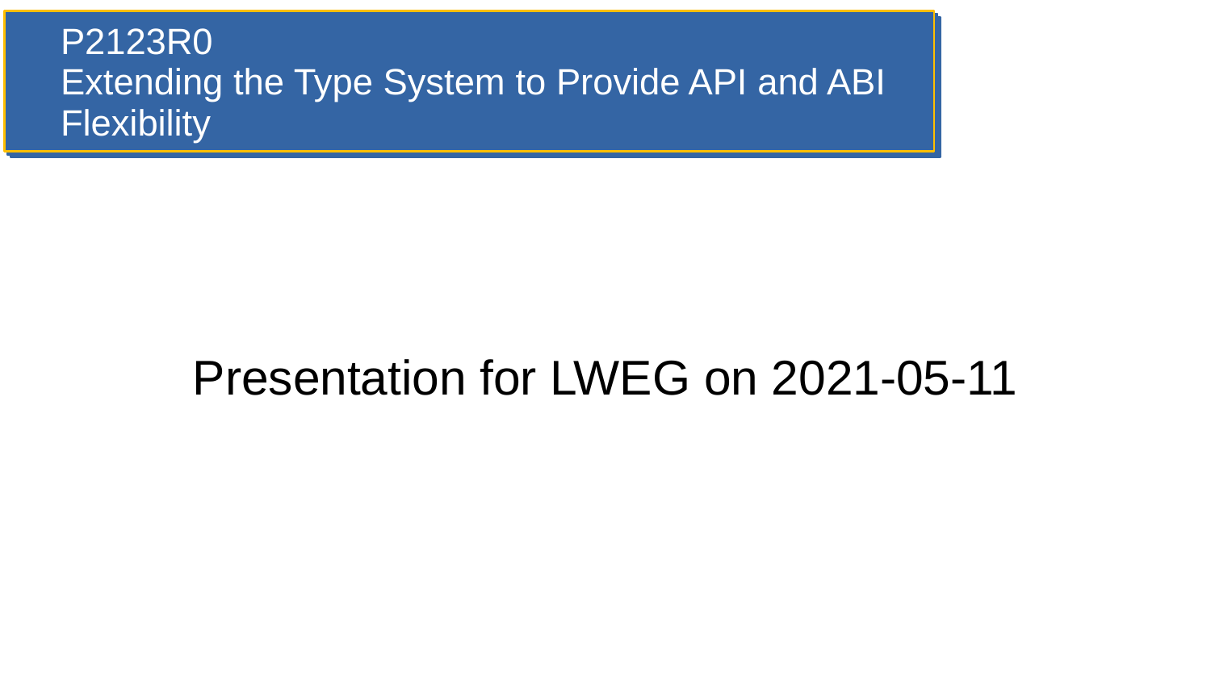# P2123R0
# Extending the Type System to Provide API and ABI Flexibility

Presentation for LWEG on 2021-05-11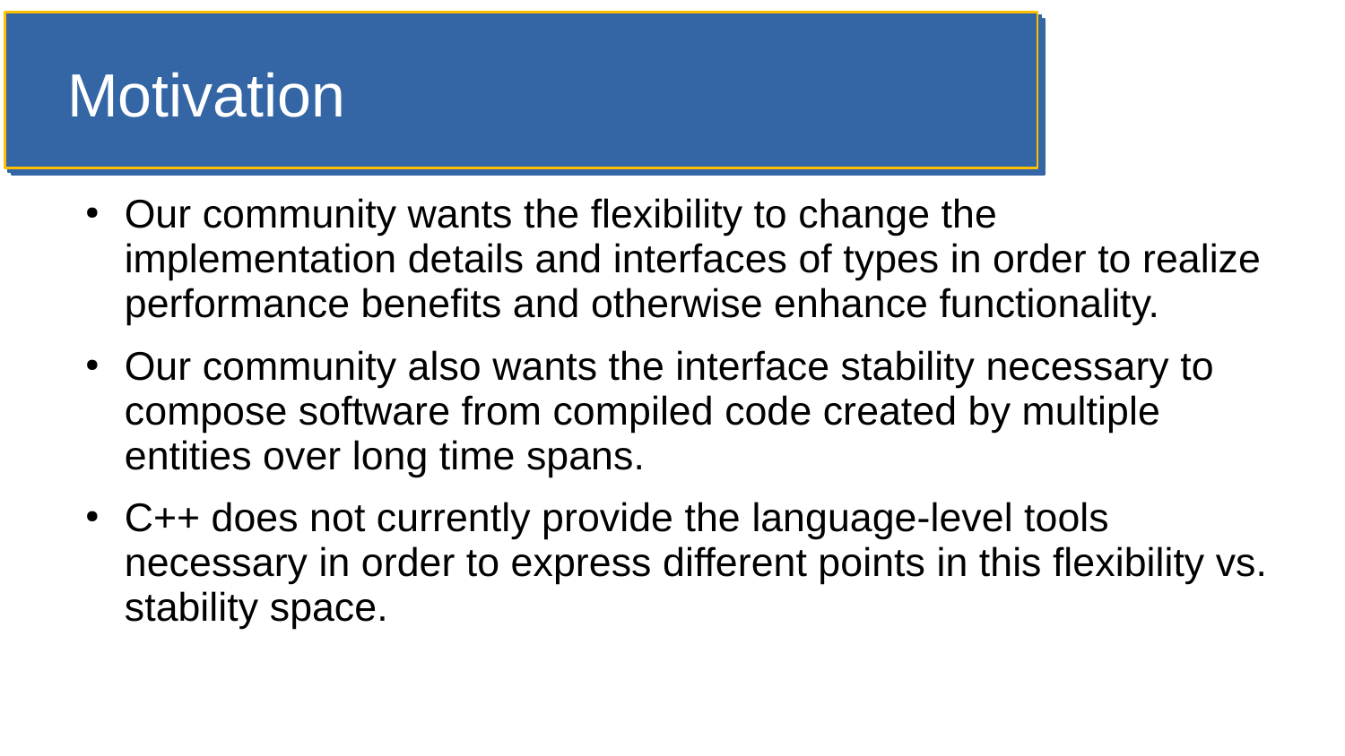# Motivation

- Our community wants the flexibility to change the implementation details and interfaces of types in order to realize performance benefits and otherwise enhance functionality.
- Our community also wants the interface stability necessary to compose software from compiled code created by multiple entities over long time spans.
- C++ does not currently provide the language-level tools necessary in order to express different points in this flexibility vs. stability space.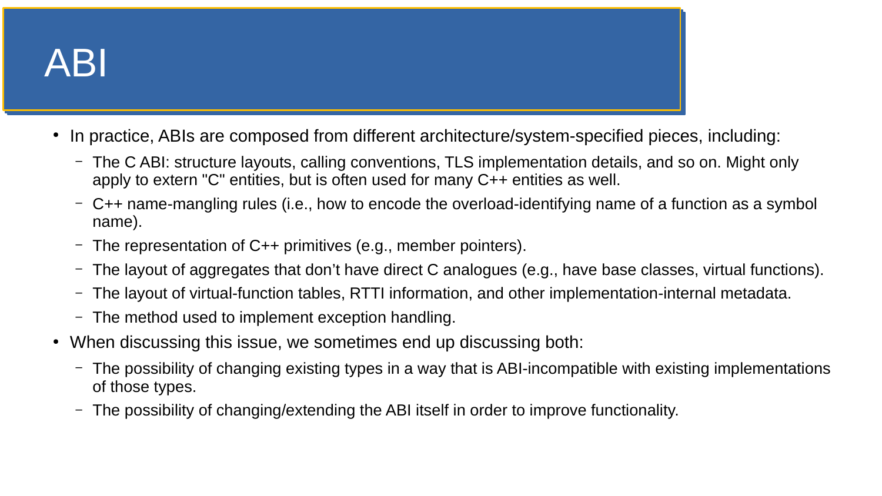# ABI

- In practice, ABIs are composed from different architecture/system-specified pieces, including:
  - The C ABI: structure layouts, calling conventions, TLS implementation details, and so on. Might only apply to extern "C" entities, but is often used for many C++ entities as well.
  - C++ name-mangling rules (i.e., how to encode the overload-identifying name of a function as a symbol name).
  - The representation of C++ primitives (e.g., member pointers).
  - The layout of aggregates that don't have direct C analogues (e.g., have base classes, virtual functions).
  - The layout of virtual-function tables, RTTI information, and other implementation-internal metadata.
  - The method used to implement exception handling.
- When discussing this issue, we sometimes end up discussing both:
  - The possibility of changing existing types in a way that is ABI-incompatible with existing implementations of those types.
  - The possibility of changing/extending the ABI itself in order to improve functionality.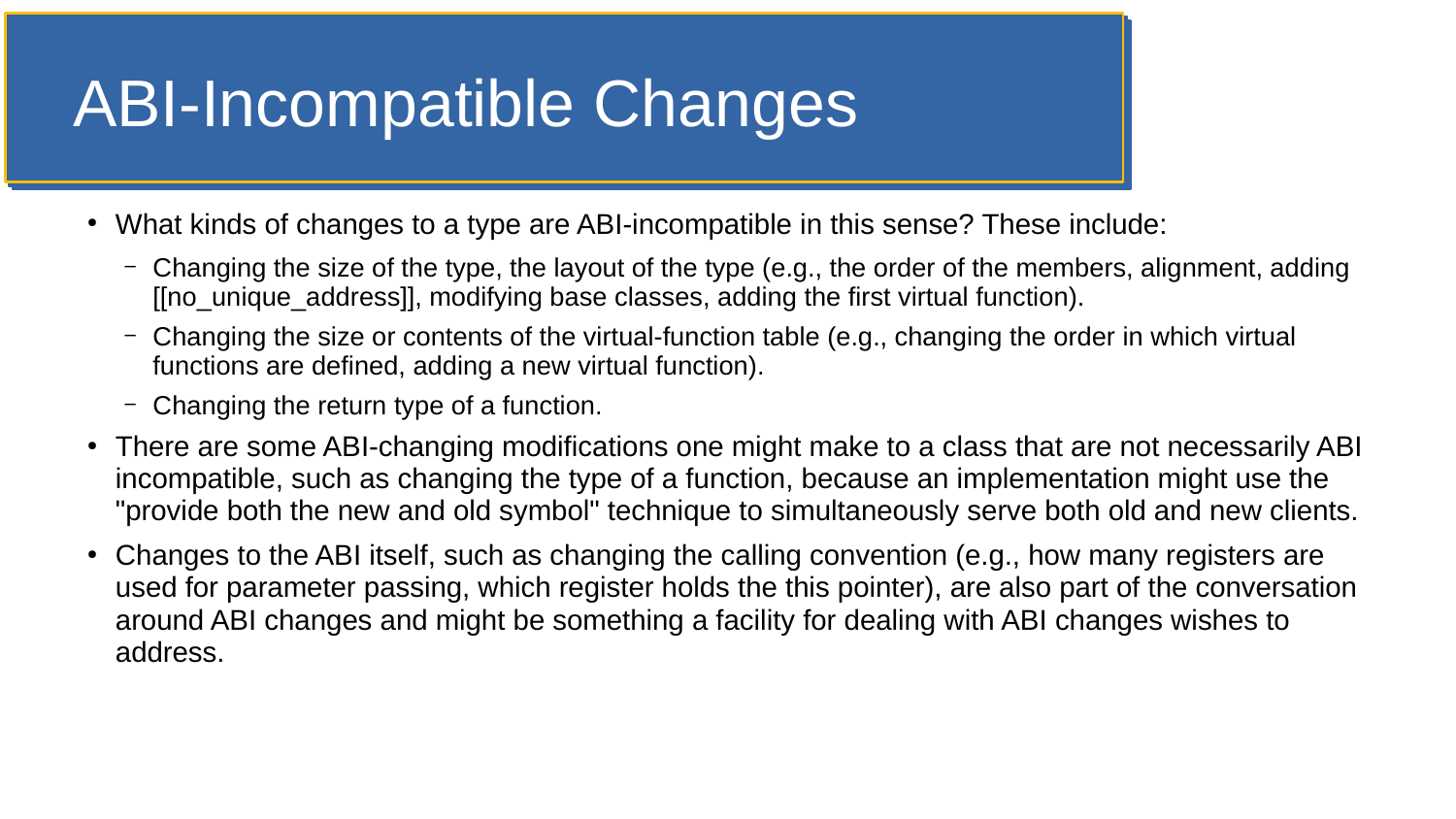# ABI-Incompatible Changes

- What kinds of changes to a type are ABI-incompatible in this sense? These include:
  - Changing the size of the type, the layout of the type (e.g., the order of the members, alignment, adding [[no_unique_address]], modifying base classes, adding the first virtual function).
  - Changing the size or contents of the virtual-function table (e.g., changing the order in which virtual functions are defined, adding a new virtual function).
  - Changing the return type of a function.
- There are some ABI-changing modifications one might make to a class that are not necessarily ABI incompatible, such as changing the type of a function, because an implementation might use the "provide both the new and old symbol" technique to simultaneously serve both old and new clients.
- Changes to the ABI itself, such as changing the calling convention (e.g., how many registers are used for parameter passing, which register holds the this pointer), are also part of the conversation around ABI changes and might be something a facility for dealing with ABI changes wishes to address.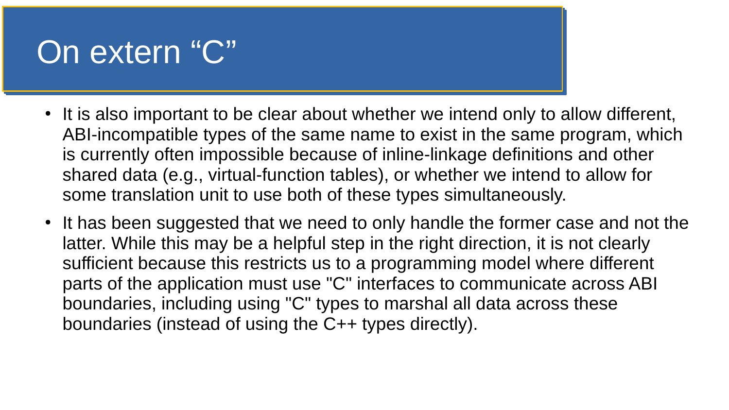# On extern “C”

- It is also important to be clear about whether we intend only to allow different, ABI-incompatible types of the same name to exist in the same program, which is currently often impossible because of inline-linkage definitions and other shared data (e.g., virtual-function tables), or whether we intend to allow for some translation unit to use both of these types simultaneously.
- It has been suggested that we need to only handle the former case and not the latter. While this may be a helpful step in the right direction, it is not clearly sufficient because this restricts us to a programming model where different parts of the application must use "C" interfaces to communicate across ABI boundaries, including using "C" types to marshal all data across these boundaries (instead of using the C++ types directly).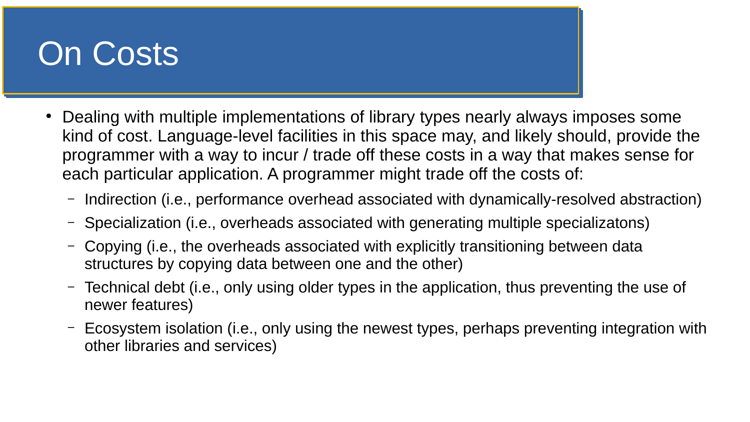# On Costs

- Dealing with multiple implementations of library types nearly always imposes some kind of cost. Language-level facilities in this space may, and likely should, provide the programmer with a way to incur / trade off these costs in a way that makes sense for each particular application. A programmer might trade off the costs of:
  - Indirection (i.e., performance overhead associated with dynamically-resolved abstraction)
  - Specialization (i.e., overheads associated with generating multiple specializatons)
  - Copying (i.e., the overheads associated with explicitly transitioning between data structures by copying data between one and the other)
  - Technical debt (i.e., only using older types in the application, thus preventing the use of newer features)
  - Ecosystem isolation (i.e., only using the newest types, perhaps preventing integration with other libraries and services)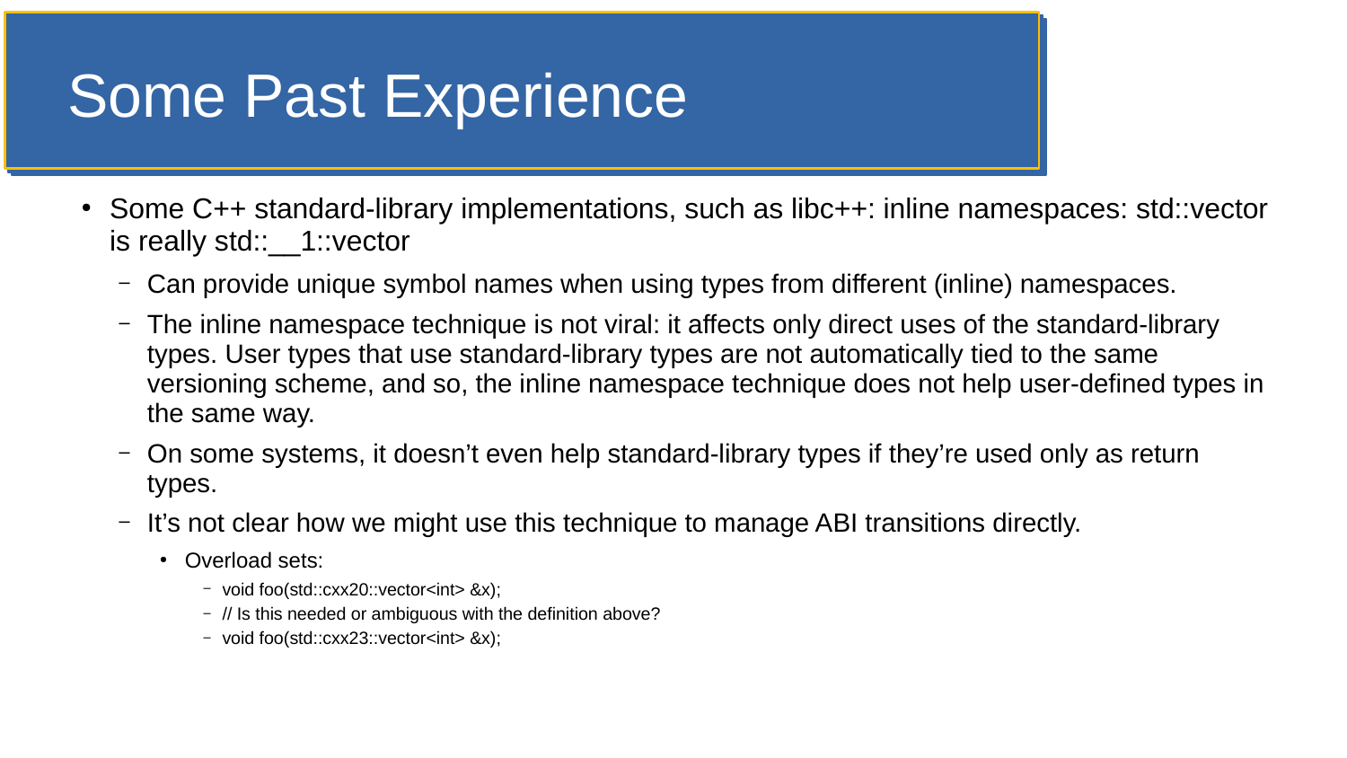# Some Past Experience

- Some C++ standard-library implementations, such as libc++: inline namespaces: std::vector is really std::__1::vector
  - Can provide unique symbol names when using types from different (inline) namespaces.
  - The inline namespace technique is not viral: it affects only direct uses of the standard-library types. User types that use standard-library types are not automatically tied to the same versioning scheme, and so, the inline namespace technique does not help user-defined types in the same way.
  - On some systems, it doesn't even help standard-library types if they're used only as return types.
  - It's not clear how we might use this technique to manage ABI transitions directly.
    - Overload sets:
      - void foo(std::cxx20::vector<int> &x);
      - // Is this needed or ambiguous with the definition above?
      - void foo(std::cxx23::vector<int> &x);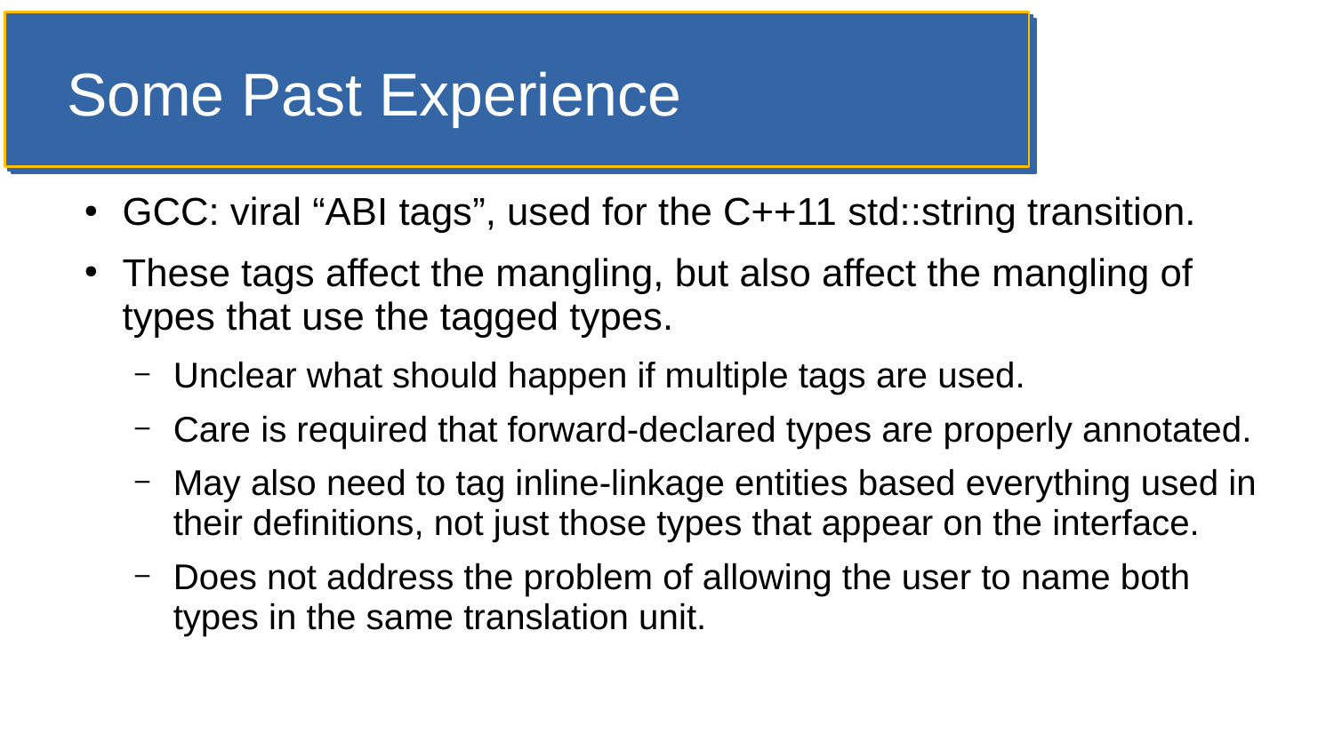# Some Past Experience

- GCC: viral “ABI tags”, used for the C++11 std::string transition.
- These tags affect the mangling, but also affect the mangling of types that use the tagged types.
  - Unclear what should happen if multiple tags are used.
  - Care is required that forward-declared types are properly annotated.
  - May also need to tag inline-linkage entities based everything used in their definitions, not just those types that appear on the interface.
  - Does not address the problem of allowing the user to name both types in the same translation unit.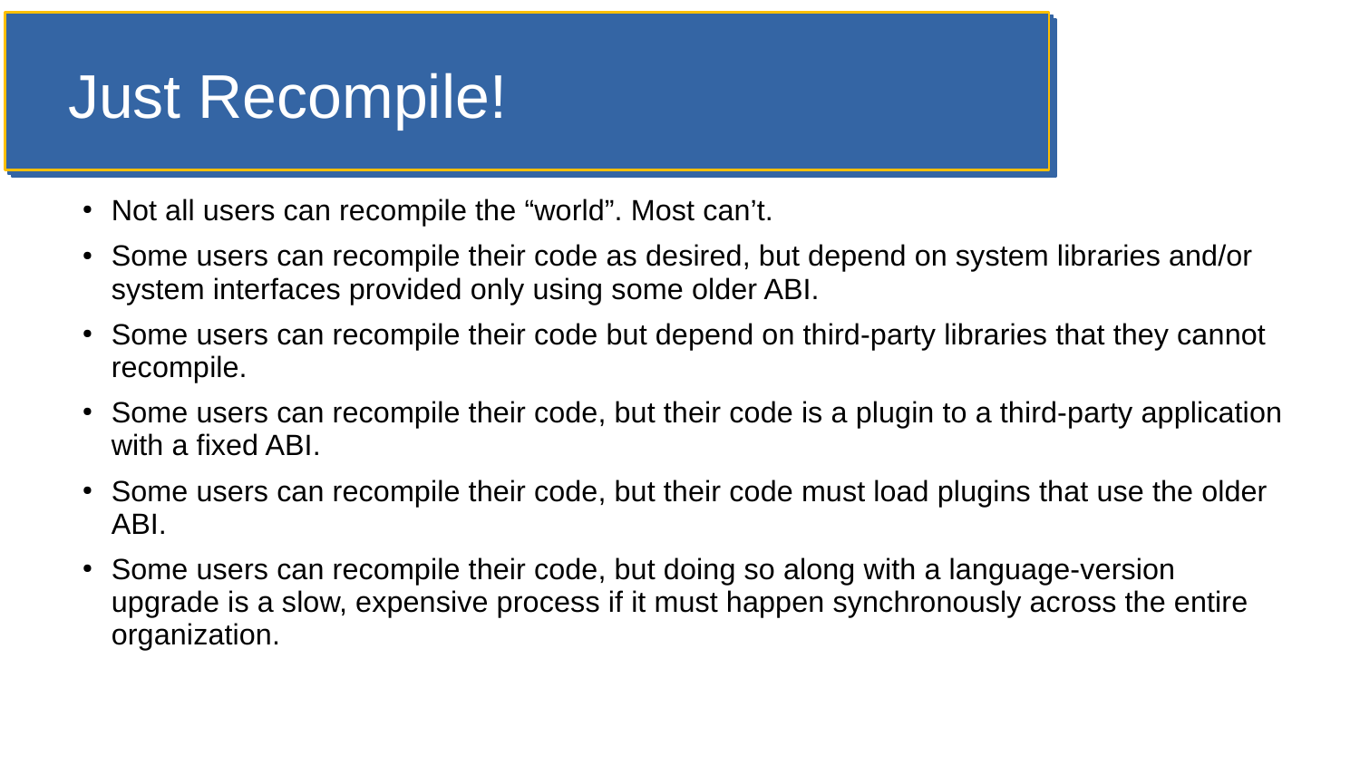# Just Recompile!

- Not all users can recompile the “world”. Most can’t.
- Some users can recompile their code as desired, but depend on system libraries and/or system interfaces provided only using some older ABI.
- Some users can recompile their code but depend on third-party libraries that they cannot recompile.
- Some users can recompile their code, but their code is a plugin to a third-party application with a fixed ABI.
- Some users can recompile their code, but their code must load plugins that use the older ABI.
- Some users can recompile their code, but doing so along with a language-version upgrade is a slow, expensive process if it must happen synchronously across the entire organization.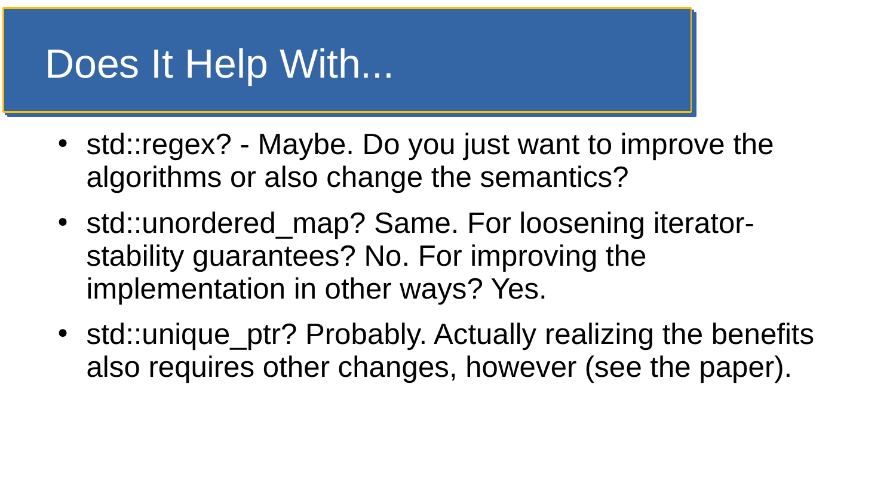# Does It Help With...

- std::regex? - Maybe. Do you just want to improve the algorithms or also change the semantics?
- std::unordered_map? Same. For loosening iterator-stability guarantees? No. For improving the implementation in other ways? Yes.
- std::unique_ptr? Probably. Actually realizing the benefits also requires other changes, however (see the paper).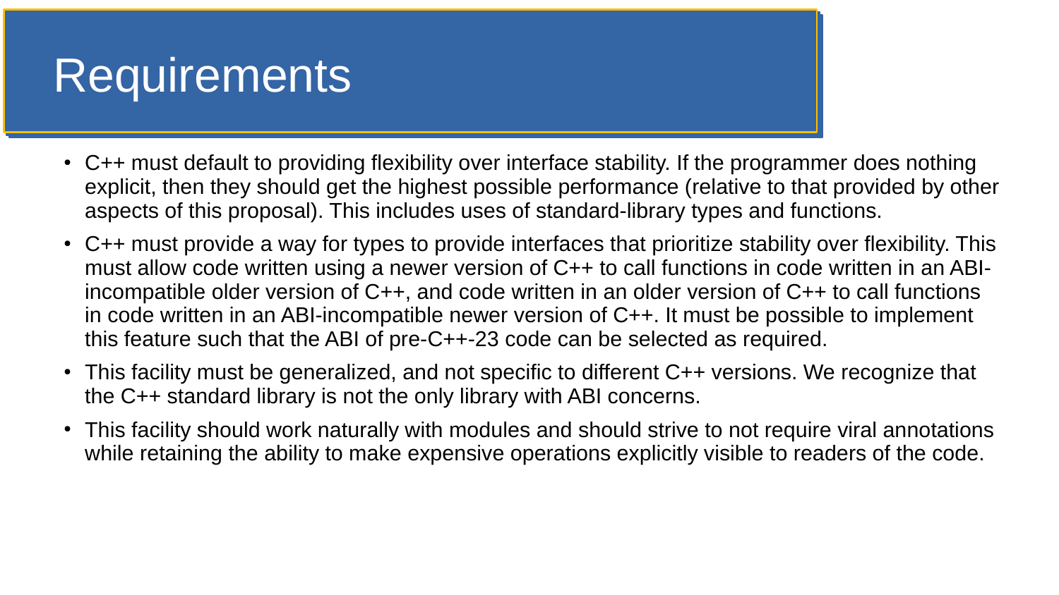# Requirements

- C++ must default to providing flexibility over interface stability. If the programmer does nothing explicit, then they should get the highest possible performance (relative to that provided by other aspects of this proposal). This includes uses of standard-library types and functions.
- C++ must provide a way for types to provide interfaces that prioritize stability over flexibility. This must allow code written using a newer version of C++ to call functions in code written in an ABI-incompatible older version of C++, and code written in an older version of C++ to call functions in code written in an ABI-incompatible newer version of C++. It must be possible to implement this feature such that the ABI of pre-C++-23 code can be selected as required.
- This facility must be generalized, and not specific to different C++ versions. We recognize that the C++ standard library is not the only library with ABI concerns.
- This facility should work naturally with modules and should strive to not require viral annotations while retaining the ability to make expensive operations explicitly visible to readers of the code.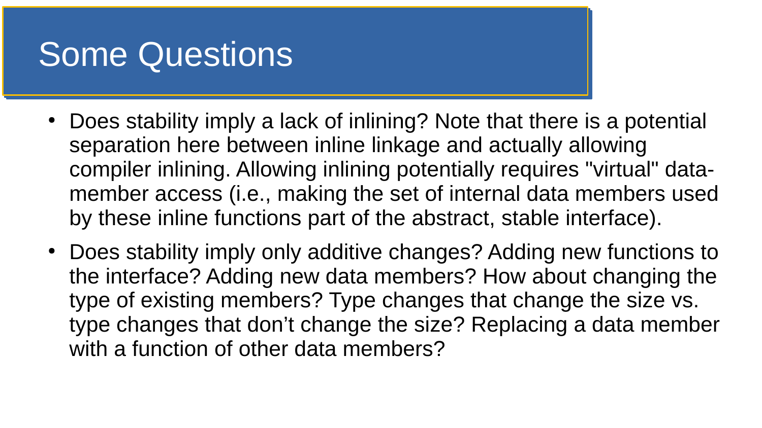# Some Questions

- Does stability imply a lack of inlining? Note that there is a potential separation here between inline linkage and actually allowing compiler inlining. Allowing inlining potentially requires "virtual" data-member access (i.e., making the set of internal data members used by these inline functions part of the abstract, stable interface).
- Does stability imply only additive changes? Adding new functions to the interface? Adding new data members? How about changing the type of existing members? Type changes that change the size vs. type changes that don’t change the size? Replacing a data member with a function of other data members?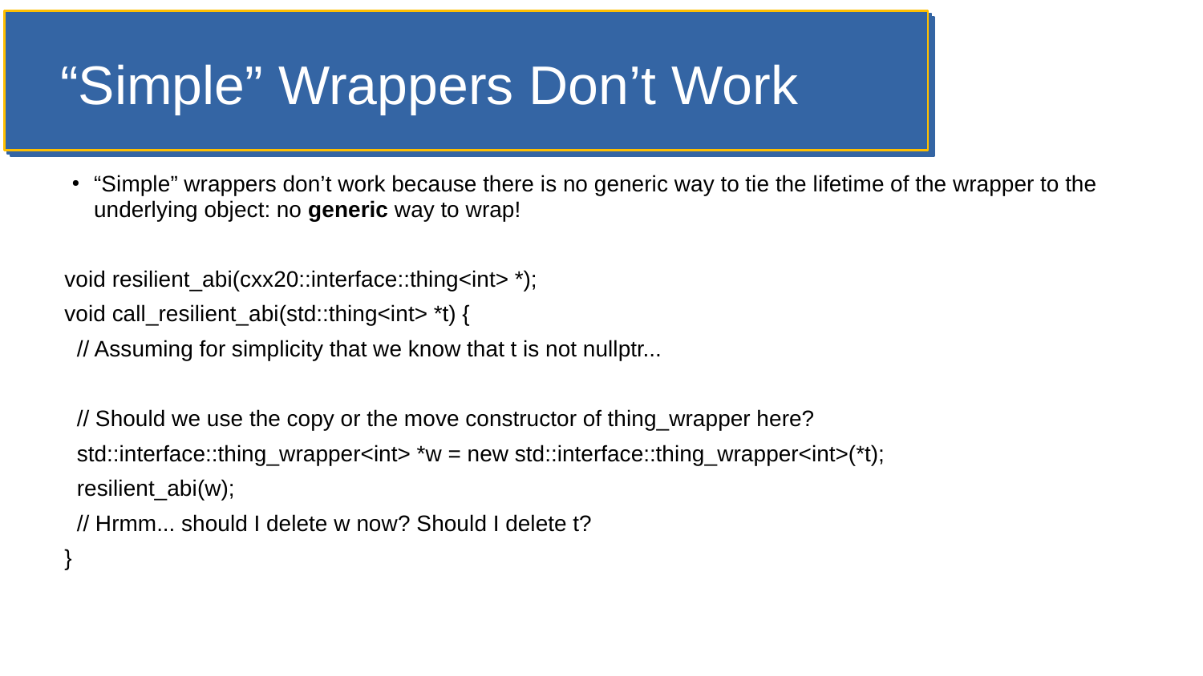# “Simple” Wrappers Don’t Work

- “Simple” wrappers don’t work because there is no generic way to tie the lifetime of the wrapper to the underlying object: no **generic** way to wrap!

```
void resilient_abi(cxx20::interface::thing<int> *);
void call_resilient_abi(std::thing<int> *t) {
  // Assuming for simplicity that we know that t is not nullptr...

  // Should we use the copy or the move constructor of thing_wrapper here?
  std::interface::thing_wrapper<int> *w = new std::interface::thing_wrapper<int>(*t);
  resilient_abi(w);
  // Hrmm... should I delete w now? Should I delete t?
}
```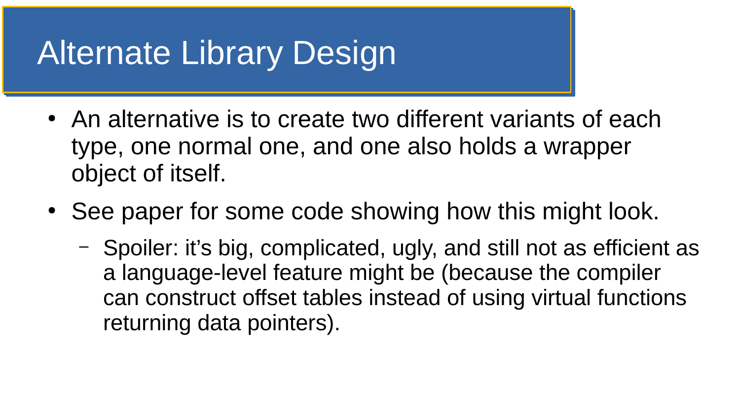# Alternate Library Design

- An alternative is to create two different variants of each type, one normal one, and one also holds a wrapper object of itself.
- See paper for some code showing how this might look.
  - Spoiler: it’s big, complicated, ugly, and still not as efficient as a language-level feature might be (because the compiler can construct offset tables instead of using virtual functions returning data pointers).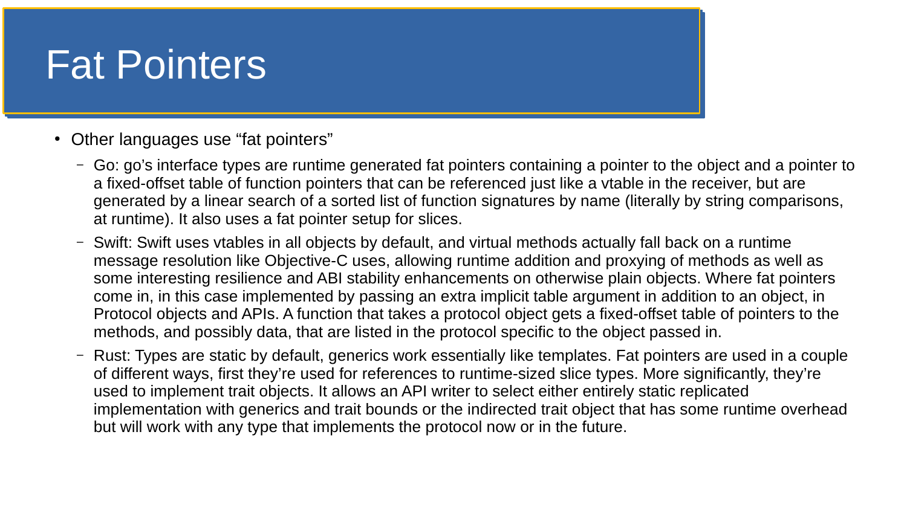# Fat Pointers

- Other languages use “fat pointers”
  - Go: go’s interface types are runtime generated fat pointers containing a pointer to the object and a pointer to a fixed-offset table of function pointers that can be referenced just like a vtable in the receiver, but are generated by a linear search of a sorted list of function signatures by name (literally by string comparisons, at runtime). It also uses a fat pointer setup for slices.
  - Swift: Swift uses vtables in all objects by default, and virtual methods actually fall back on a runtime message resolution like Objective-C uses, allowing runtime addition and proxying of methods as well as some interesting resilience and ABI stability enhancements on otherwise plain objects. Where fat pointers come in, in this case implemented by passing an extra implicit table argument in addition to an object, in Protocol objects and APIs. A function that takes a protocol object gets a fixed-offset table of pointers to the methods, and possibly data, that are listed in the protocol specific to the object passed in.
  - Rust: Types are static by default, generics work essentially like templates. Fat pointers are used in a couple of different ways, first they’re used for references to runtime-sized slice types. More significantly, they’re used to implement trait objects. It allows an API writer to select either entirely static replicated implementation with generics and trait bounds or the indirected trait object that has some runtime overhead but will work with any type that implements the protocol now or in the future.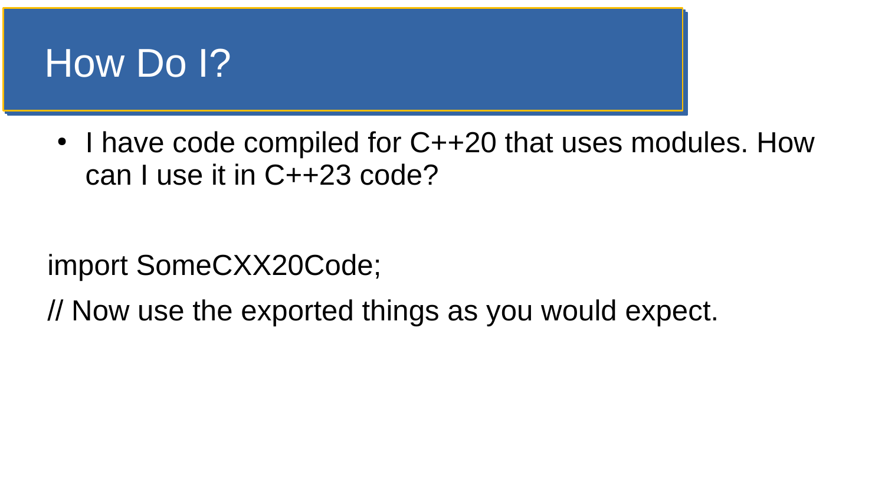# How Do I?

- I have code compiled for C++20 that uses modules. How can I use it in C++23 code?

```
import SomeCXX20Code;
// Now use the exported things as you would expect.
```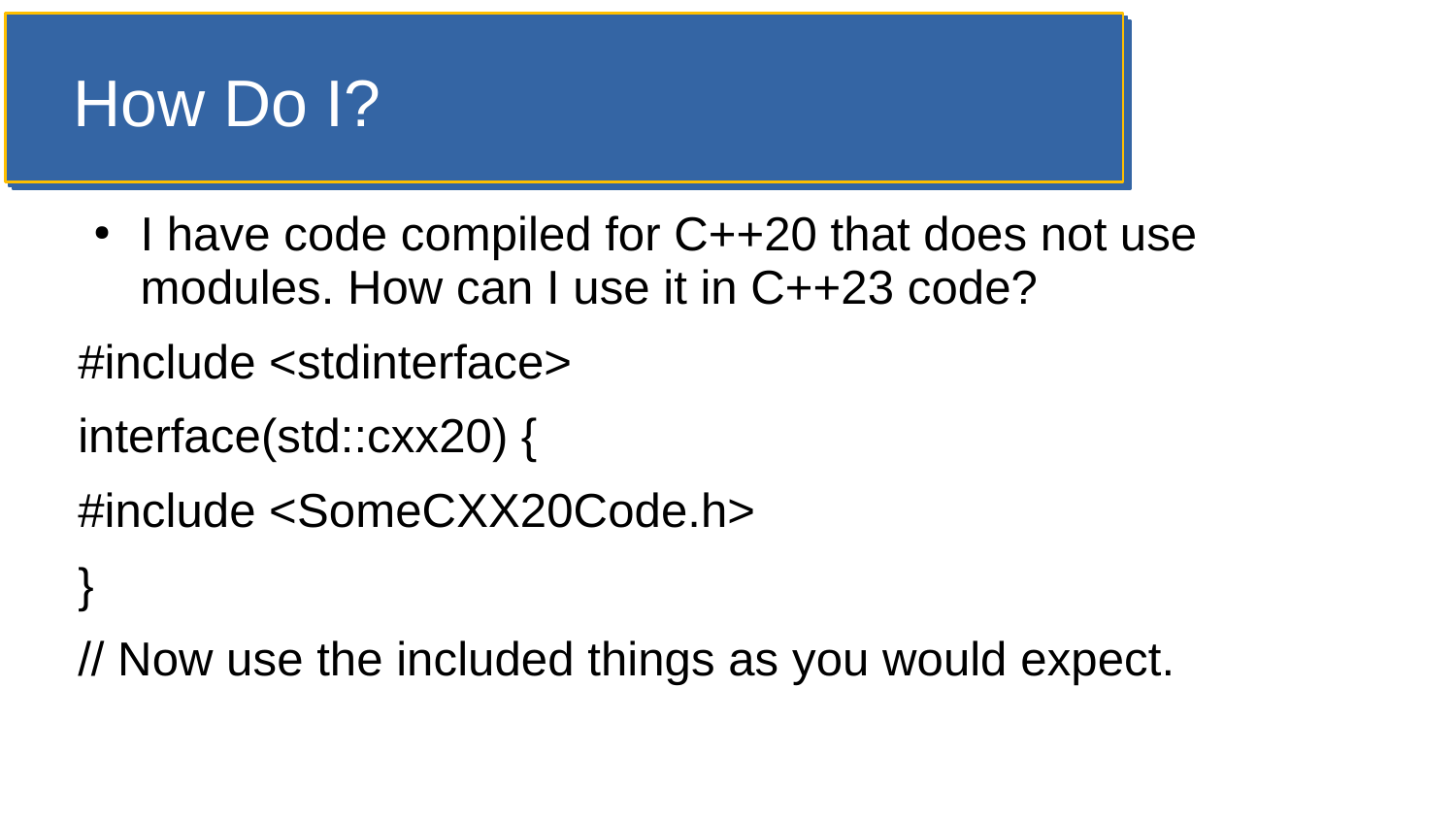# How Do I?

- I have code compiled for C++20 that does not use modules. How can I use it in C++23 code?

```
#include <stdinterface>
interface(std::cxx20) {
#include <SomeCXX20Code.h>
}
// Now use the included things as you would expect.
```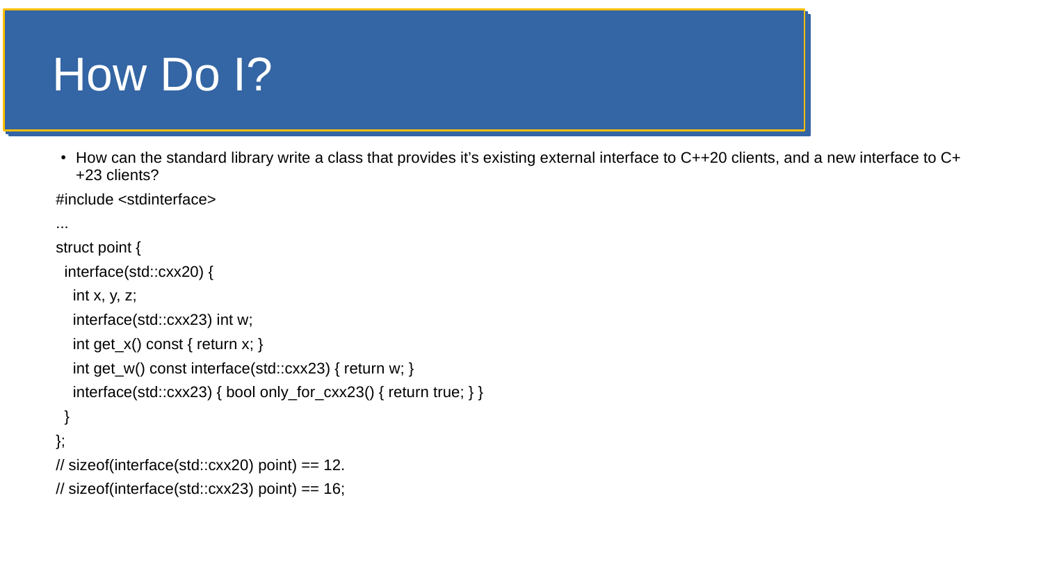# How Do I?

- How can the standard library write a class that provides it's existing external interface to C++20 clients, and a new interface to C++23 clients?

```
#include <stdinterface>
...
struct point {
  interface(std::cxx20) {
    int x, y, z;
    interface(std::cxx23) int w;
    int get_x() const { return x; }
    int get_w() const interface(std::cxx23) { return w; }
    interface(std::cxx23) { bool only_for_cxx23() { return true; } }
  }
};
// sizeof(interface(std::cxx20) point) == 12.
// sizeof(interface(std::cxx23) point) == 16;
```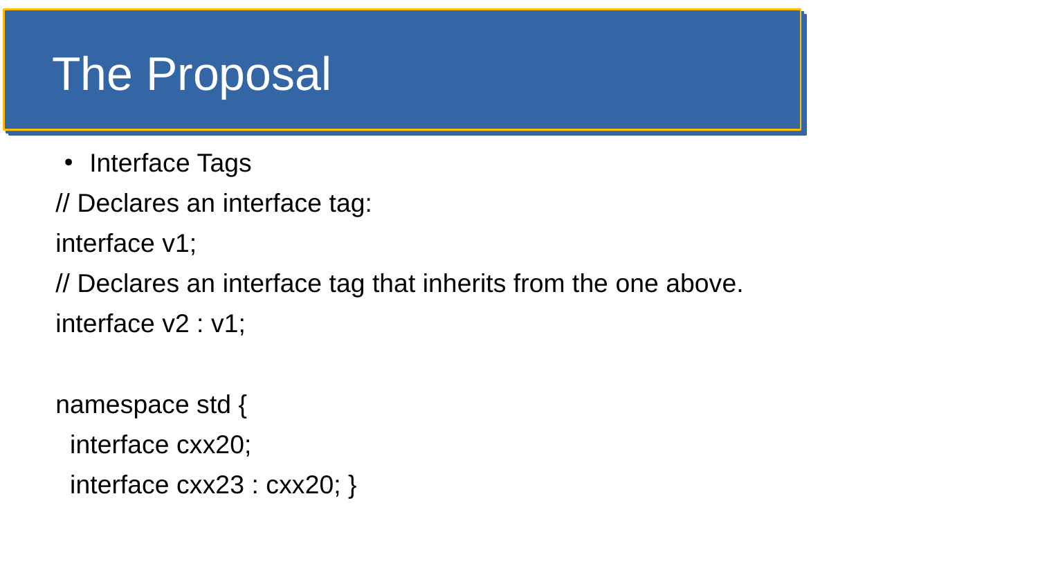# The Proposal

- Interface Tags

```
// Declares an interface tag:
interface v1;
// Declares an interface tag that inherits from the one above.
interface v2 : v1;

namespace std {
  interface cxx20;
  interface cxx23 : cxx20; }
```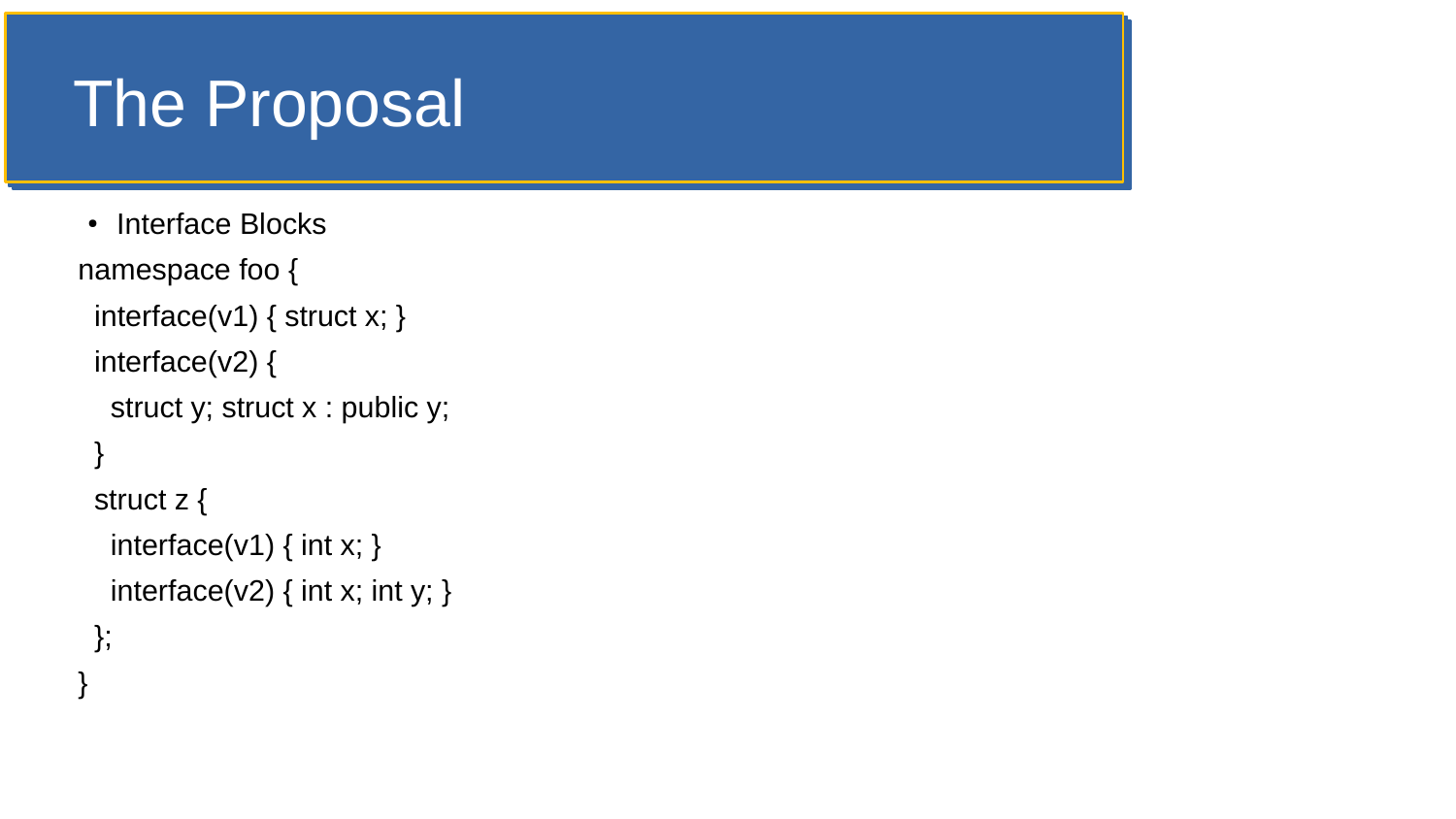# The Proposal

- Interface Blocks

```
namespace foo {
  interface(v1) { struct x; }
  interface(v2) {
    struct y; struct x : public y;
  }
  struct z {
    interface(v1) { int x; }
    interface(v2) { int x; int y; }
  };
}
```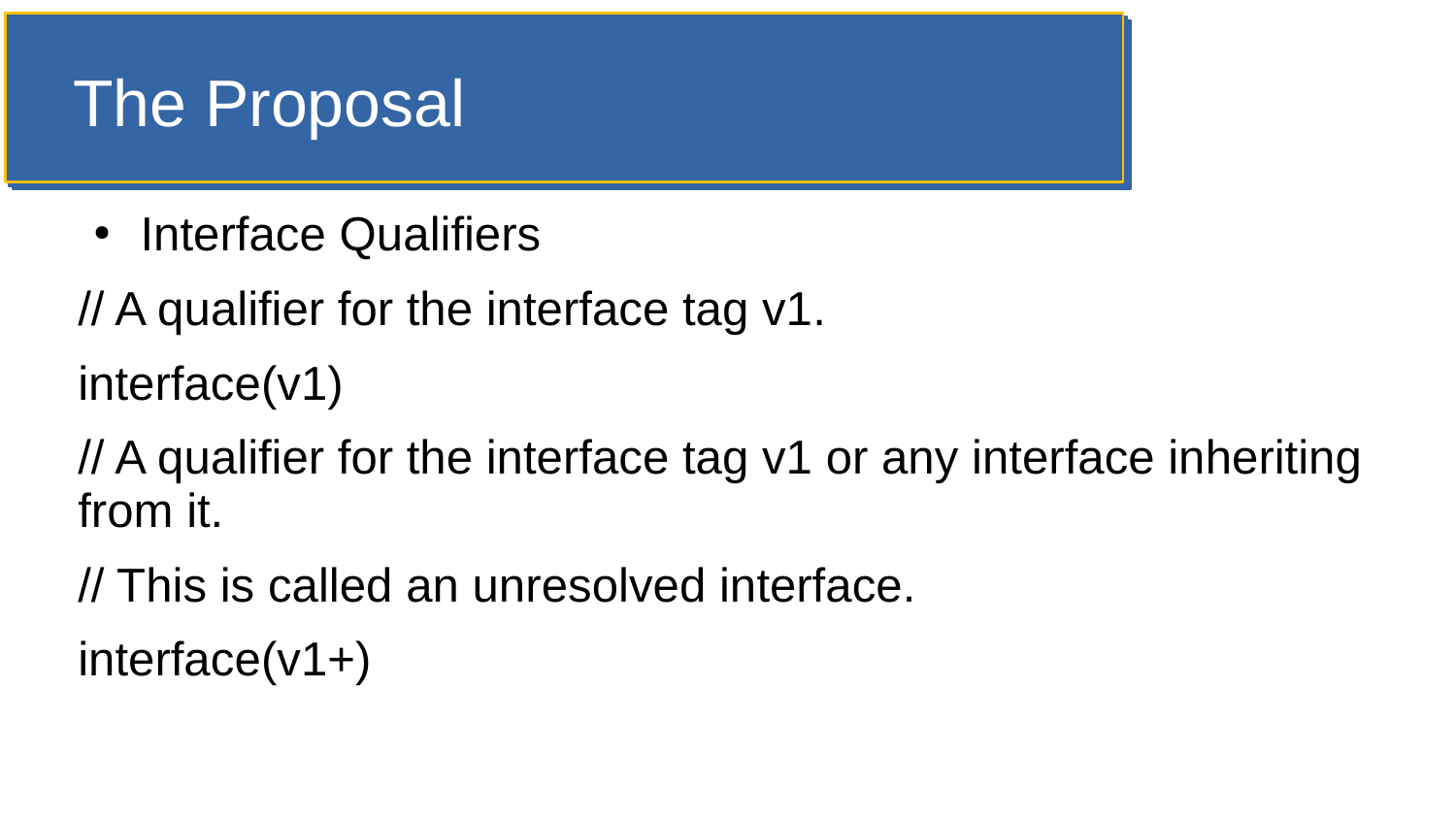# The Proposal

- Interface Qualifiers

```
// A qualifier for the interface tag v1.
interface(v1)
// A qualifier for the interface tag v1 or any interface inheriting from it.
// This is called an unresolved interface.
interface(v1+)
```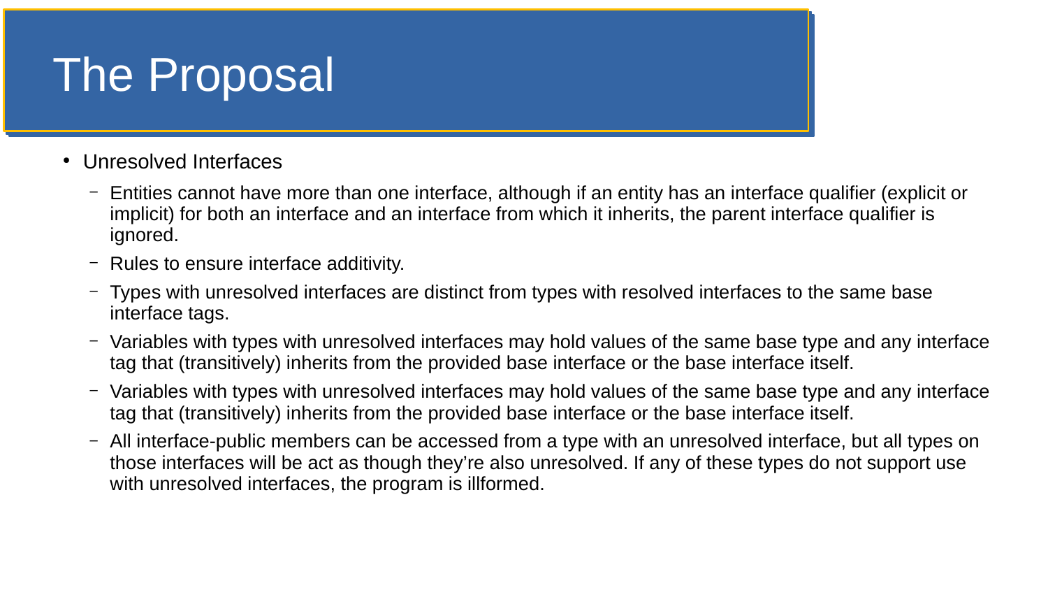# The Proposal

- Unresolved Interfaces
  - Entities cannot have more than one interface, although if an entity has an interface qualifier (explicit or implicit) for both an interface and an interface from which it inherits, the parent interface qualifier is ignored.
  - Rules to ensure interface additivity.
  - Types with unresolved interfaces are distinct from types with resolved interfaces to the same base interface tags.
  - Variables with types with unresolved interfaces may hold values of the same base type and any interface tag that (transitively) inherits from the provided base interface or the base interface itself.
  - Variables with types with unresolved interfaces may hold values of the same base type and any interface tag that (transitively) inherits from the provided base interface or the base interface itself.
  - All interface-public members can be accessed from a type with an unresolved interface, but all types on those interfaces will be act as though they're also unresolved. If any of these types do not support use with unresolved interfaces, the program is illformed.